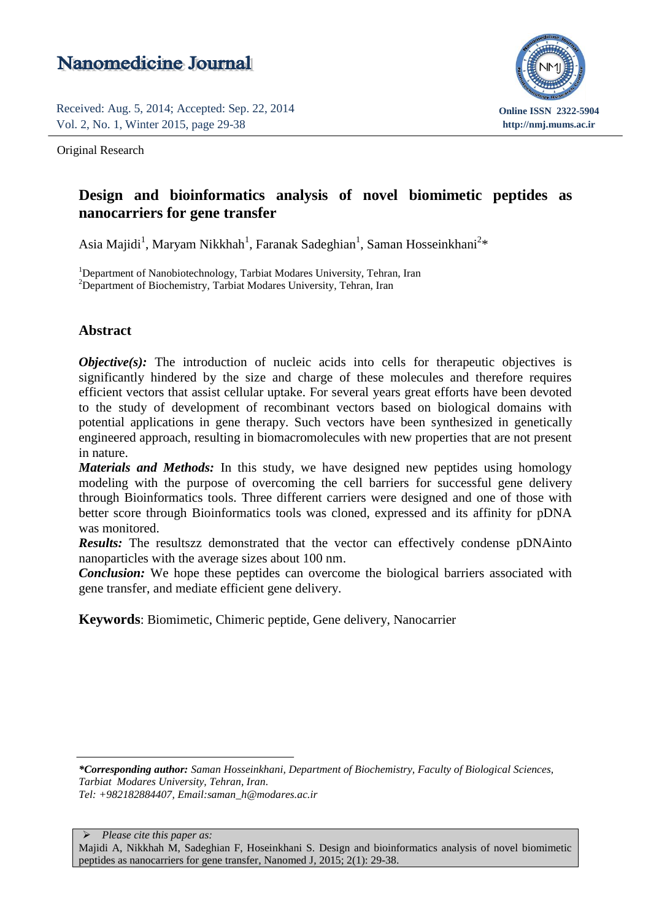Received: Aug. 5, 2014; Accepted: Sep. 22, 2014

Original Research

# Design and bioinformatics analysis of novel biomimetic peptides as nanocarriers for gene transfer

Asia Majidi[1], Maryam Nikkhah[1], Faranak Sadeghian[1], Saman Hosseinkhani[2]*

[1]Department of Nanobiotechnology, Tarbiat Modares University, Tehran, Iran
[2]Department of Biochemistry, Tarbiat Modares University, Tehran, Iran

## Abstract

***Objective(s):*** The introduction of nucleic acids into cells for therapeutic objectives is significantly hindered by the size and charge of these molecules and therefore requires efficient vectors that assist cellular uptake. For several years great efforts have been devoted to the study of development of recombinant vectors based on biological domains with potential applications in gene therapy. Such vectors have been synthesized in genetically engineered approach, resulting in biomacromolecules with new properties that are not present in nature.

***Materials and Methods:*** In this study, we have designed new peptides using homology modeling with the purpose of overcoming the cell barriers for successful gene delivery through Bioinformatics tools. Three different carriers were designed and one of those with better score through Bioinformatics tools was cloned, expressed and its affinity for pDNA was monitored.

***Results:*** The resultszz demonstrated that the vector can effectively condense pDNAinto nanoparticles with the average sizes about 100 nm.

***Conclusion:*** We hope these peptides can overcome the biological barriers associated with gene transfer, and mediate efficient gene delivery.

**Keywords**: Biomimetic, Chimeric peptide, Gene delivery, Nanocarrier

***Corresponding author:** *Saman Hosseinkhani, Department of Biochemistry, Faculty of Biological Sciences, Tarbiat Modares University, Tehran, Iran.*
*Tel: +982182884407, Email:saman_h@modares.ac.ir*

➢ *Please cite this paper as:*
Majidi A, Nikkhah M, Sadeghian F, Hoseinkhani S. Design and bioinformatics analysis of novel biomimetic peptides as nanocarriers for gene transfer, Nanomed J, 2015; 2(1): 29-38.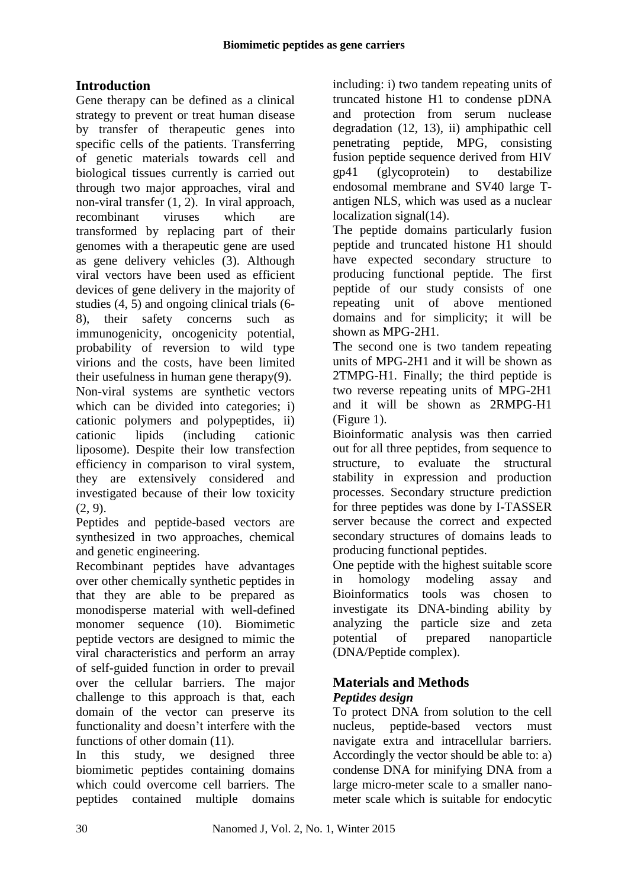## Introduction

Gene therapy can be defined as a clinical strategy to prevent or treat human disease by transfer of therapeutic genes into specific cells of the patients. Transferring of genetic materials towards cell and biological tissues currently is carried out through two major approaches, viral and non-viral transfer (1, 2). In viral approach, recombinant viruses which are transformed by replacing part of their genomes with a therapeutic gene are used as gene delivery vehicles (3). Although viral vectors have been used as efficient devices of gene delivery in the majority of studies (4, 5) and ongoing clinical trials (6-8), their safety concerns such as immunogenicity, oncogenicity potential, probability of reversion to wild type virions and the costs, have been limited their usefulness in human gene therapy(9).

Non-viral systems are synthetic vectors which can be divided into categories; i) cationic polymers and polypeptides, ii) cationic lipids (including cationic liposome). Despite their low transfection efficiency in comparison to viral system, they are extensively considered and investigated because of their low toxicity (2, 9).

Peptides and peptide-based vectors are synthesized in two approaches, chemical and genetic engineering.

Recombinant peptides have advantages over other chemically synthetic peptides in that they are able to be prepared as monodisperse material with well-defined monomer sequence (10). Biomimetic peptide vectors are designed to mimic the viral characteristics and perform an array of self-guided function in order to prevail over the cellular barriers. The major challenge to this approach is that, each domain of the vector can preserve its functionality and doesn't interfere with the functions of other domain (11).

In this study, we designed three biomimetic peptides containing domains which could overcome cell barriers. The peptides contained multiple domains including: i) two tandem repeating units of truncated histone H1 to condense pDNA and protection from serum nuclease degradation (12, 13), ii) amphipathic cell penetrating peptide, MPG, consisting fusion peptide sequence derived from HIV gp41 (glycoprotein) to destabilize endosomal membrane and SV40 large T-antigen NLS, which was used as a nuclear localization signal(14).

The peptide domains particularly fusion peptide and truncated histone H1 should have expected secondary structure to producing functional peptide. The first peptide of our study consists of one repeating unit of above mentioned domains and for simplicity; it will be shown as MPG-2H1.

The second one is two tandem repeating units of MPG-2H1 and it will be shown as 2TMPG-H1. Finally; the third peptide is two reverse repeating units of MPG-2H1 and it will be shown as 2RMPG-H1 (Figure 1).

Bioinformatic analysis was then carried out for all three peptides, from sequence to structure, to evaluate the structural stability in expression and production processes. Secondary structure prediction for three peptides was done by I-TASSER server because the correct and expected secondary structures of domains leads to producing functional peptides.

One peptide with the highest suitable score in homology modeling assay and Bioinformatics tools was chosen to investigate its DNA-binding ability by analyzing the particle size and zeta potential of prepared nanoparticle (DNA/Peptide complex).

## Materials and Methods

### *Peptides design*

To protect DNA from solution to the cell nucleus, peptide-based vectors must navigate extra and intracellular barriers. Accordingly the vector should be able to: a) condense DNA for minifying DNA from a large micro-meter scale to a smaller nano-meter scale which is suitable for endocytic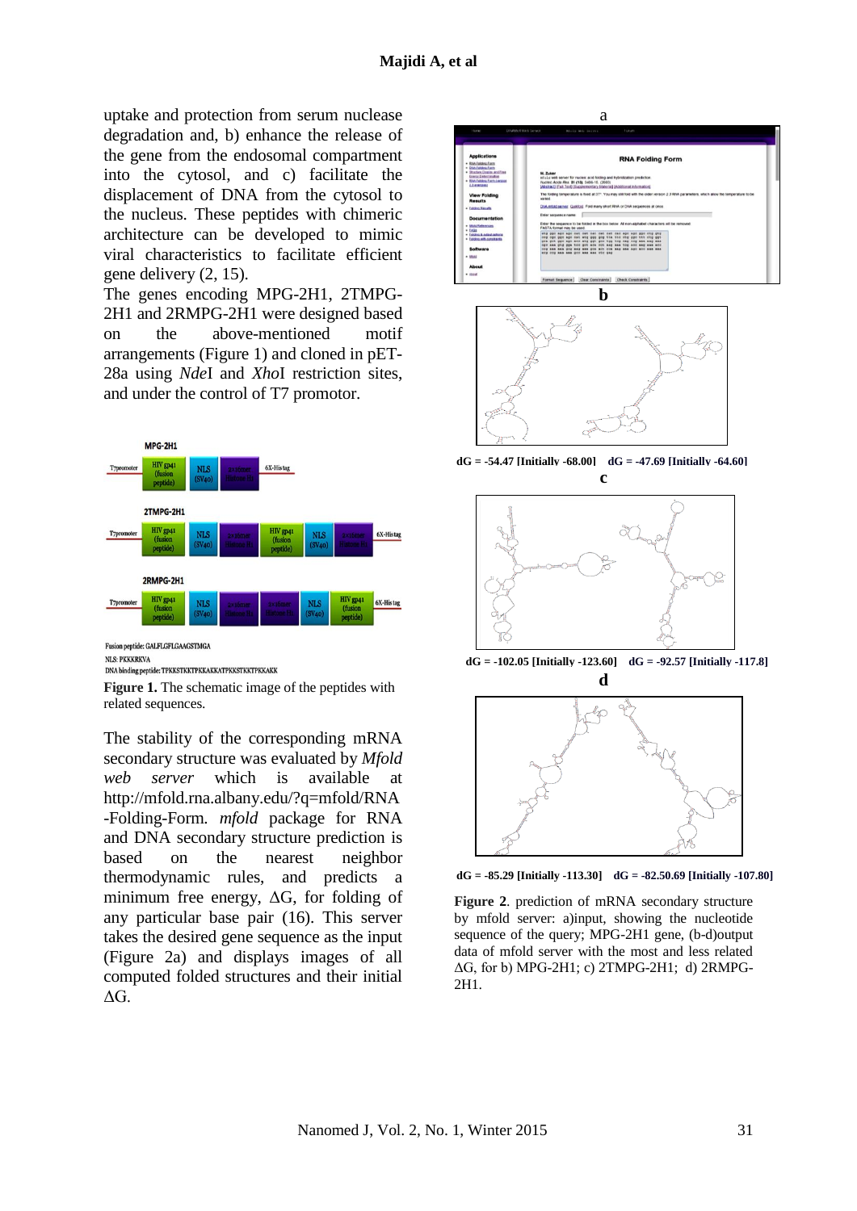uptake and protection from serum nuclease degradation and, b) enhance the release of the gene from the endosomal compartment into the cytosol, and c) facilitate the displacement of DNA from the cytosol to the nucleus. These peptides with chimeric architecture can be developed to mimic viral characteristics to facilitate efficient gene delivery (2, 15).

The genes encoding MPG-2H1, 2TMPG-2H1 and 2RMPG-2H1 were designed based on the above-mentioned motif arrangements (Figure 1) and cloned in pET-28a using *Nde*I and *Xho*I restriction sites, and under the control of T7 promotor.

Fusion peptide: GALFLGFLGAAGSTMGA
NLS: PKKKRKVA
DNA binding peptide: TPKKSTKKTPKKAKKATPKKSTKKTPKKAKK

**Figure 1.** The schematic image of the peptides with related sequences.

The stability of the corresponding mRNA secondary structure was evaluated by *Mfold web server* which is available at http://mfold.rna.albany.edu/?q=mfold/RNA-Folding-Form. *mfold* package for RNA and DNA secondary structure prediction is based on the nearest neighbor thermodynamic rules, and predicts a minimum free energy, ΔG, for folding of any particular base pair (16). This server takes the desired gene sequence as the input (Figure 2a) and displays images of all computed folded structures and their initial ΔG.

**dG = -54.47 [Initially -68.00]  dG = -47.69 [Initially -64.60]**

**dG = -102.05 [Initially -123.60]  dG = -92.57 [Initially -117.8]**

**dG = -85.29 [Initially -113.30]  dG = -82.50.69 [Initially -107.80]**

**Figure 2**. prediction of mRNA secondary structure by mfold server: a)input, showing the nucleotide sequence of the query; MPG-2H1 gene, (b-d)output data of mfold server with the most and less related ΔG, for b) MPG-2H1; c) 2TMPG-2H1; d) 2RMPG-2H1.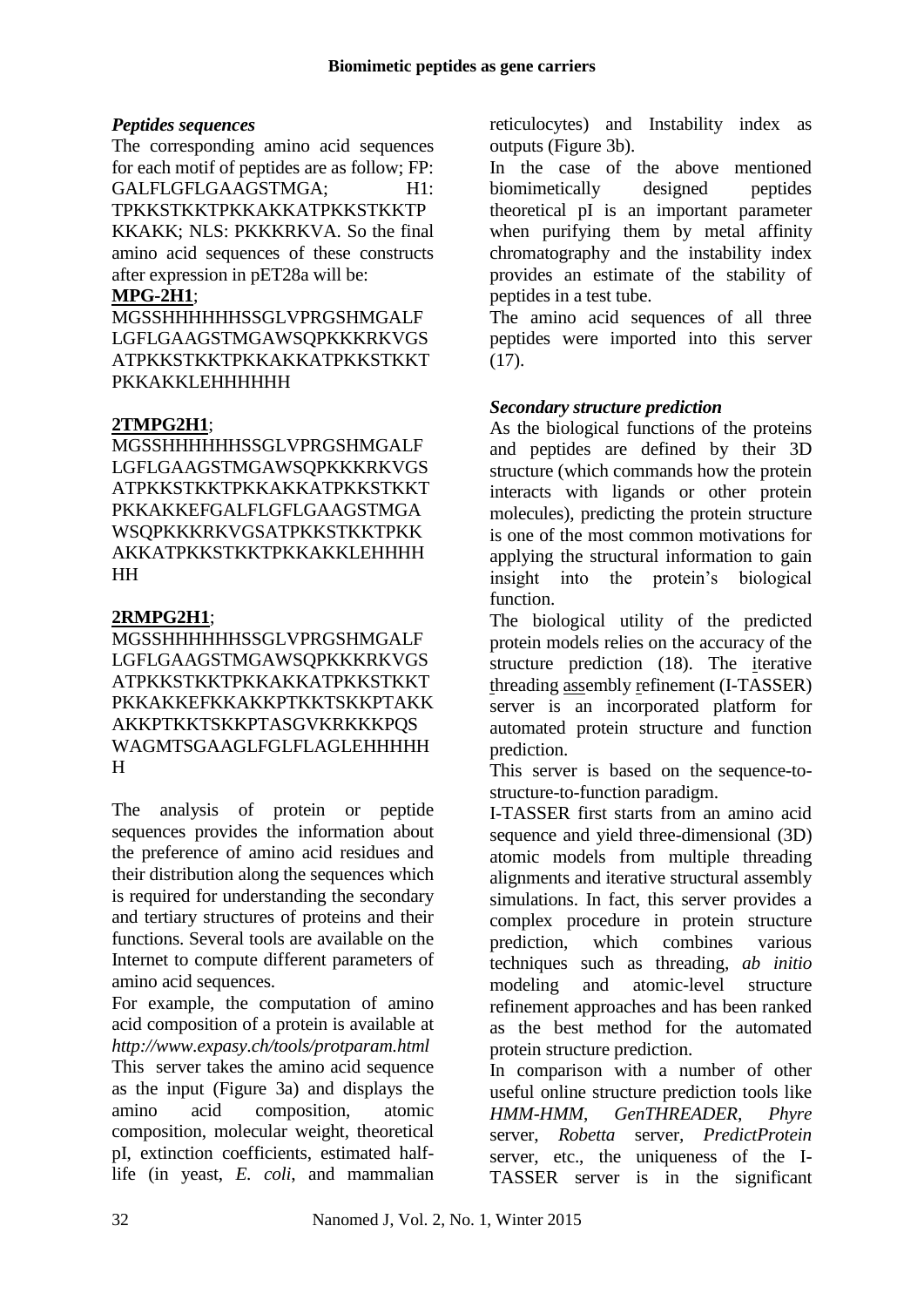### *Peptides sequences*

The corresponding amino acid sequences for each motif of peptides are as follow; FP: GALFLGFLGAAGSTMGA; H1: TPKKSTKKTPKKAKKATPKKSTKKTPKKAKK; NLS: PKKKRKVA. So the final amino acid sequences of these constructs after expression in pET28a will be:

**MPG-2H1**;

MGSSHHHHHHSSGLVPRGSHMGALFLGFLGAAGSTMGAWSQPKKKRKVGSATPKKSTKKTPKKAKKATPKKSTKKTPKKAKKLEHHHHHH

**2TMPG2H1**;

MGSSHHHHHHSSGLVPRGSHMGALFLGFLGAAGSTMGAWSQPKKKRKVGSATPKKSTKKTPKKAKKATPKKSTKKTPKKAKKEFGALFLGFLGAAGSTMGAWSQPKKKRKVGSATPKKSTKKTPKKAKKATPKKSTKKTPKKAKKLEHHHHHH

**2RMPG2H1**;

MGSSHHHHHHSSGLVPRGSHMGALFLGFLGAAGSTMGAWSQPKKKRKVGSATPKKSTKKTPKKAKKATPKKSTKKTPKKAKKEFKKAKKPTKKTSKKPTAKKAKKPTKKTSKKPTASGVKRKKKPQSWAGMTSGAAGLFGLFLAGLEHHHHHH

The analysis of protein or peptide sequences provides the information about the preference of amino acid residues and their distribution along the sequences which is required for understanding the secondary and tertiary structures of proteins and their functions. Several tools are available on the Internet to compute different parameters of amino acid sequences.

For example, the computation of amino acid composition of a protein is available at *http://www.expasy.ch/tools/protparam.html*

This server takes the amino acid sequence as the input (Figure 3a) and displays the amino acid composition, atomic composition, molecular weight, theoretical pI, extinction coefficients, estimated half-life (in yeast, *E. coli*, and mammalian reticulocytes) and Instability index as outputs (Figure 3b).

In the case of the above mentioned biomimetically designed peptides theoretical pI is an important parameter when purifying them by metal affinity chromatography and the instability index provides an estimate of the stability of peptides in a test tube.

The amino acid sequences of all three peptides were imported into this server (17).

### *Secondary structure prediction*

As the biological functions of the proteins and peptides are defined by their 3D structure (which commands how the protein interacts with ligands or other protein molecules), predicting the protein structure is one of the most common motivations for applying the structural information to gain insight into the protein's biological function.

The biological utility of the predicted protein models relies on the accuracy of the structure prediction (18). The iterative threading assembly refinement (I-TASSER) server is an incorporated platform for automated protein structure and function prediction.

This server is based on the sequence-to-structure-to-function paradigm.

I-TASSER first starts from an amino acid sequence and yield three-dimensional (3D) atomic models from multiple threading alignments and iterative structural assembly simulations. In fact, this server provides a complex procedure in protein structure prediction, which combines various techniques such as threading, *ab initio* modeling and atomic-level structure refinement approaches and has been ranked as the best method for the automated protein structure prediction.

In comparison with a number of other useful online structure prediction tools like *HMM-HMM*, *GenTHREADER*, *Phyre* server, *Robetta* server, *PredictProtein* server, etc., the uniqueness of the I-TASSER server is in the significant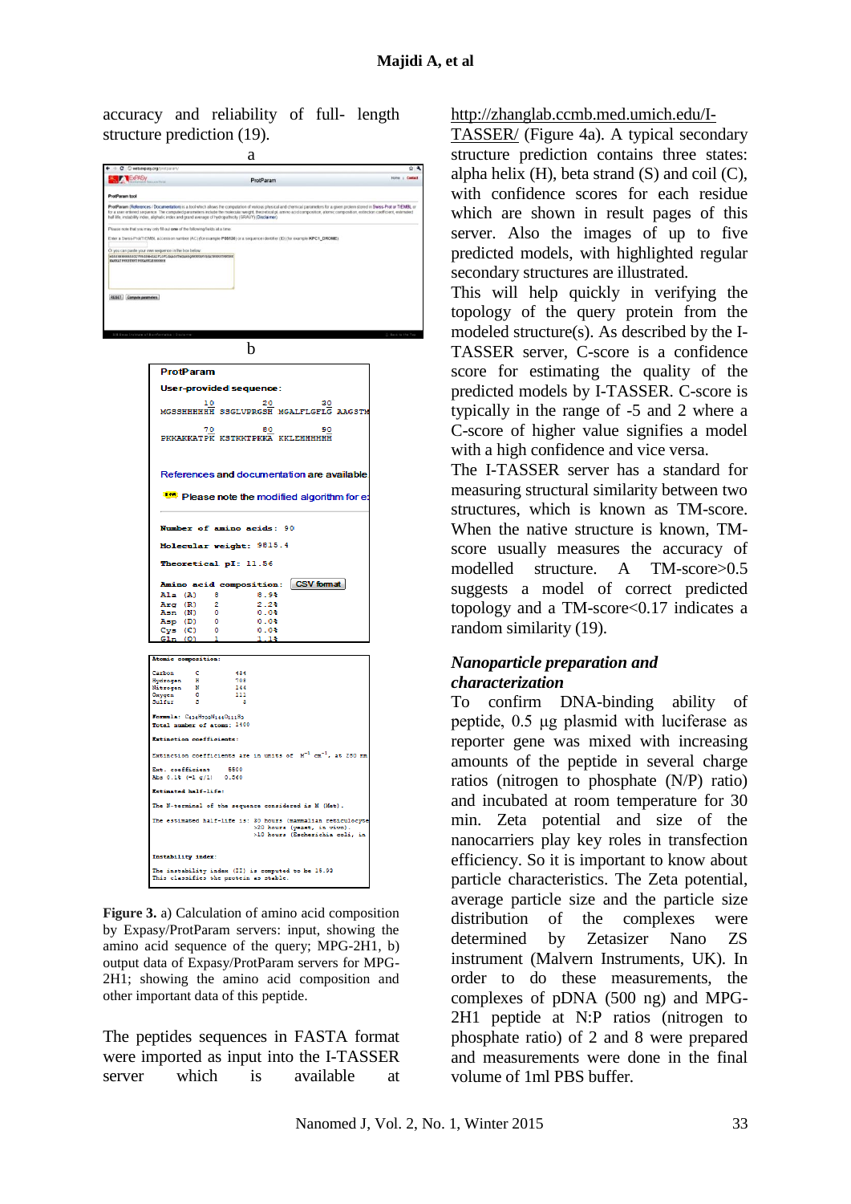accuracy and reliability of full- length structure prediction (19).

**Figure 3.** a) Calculation of amino acid composition by Expasy/ProtParam servers: input, showing the amino acid sequence of the query; MPG-2H1, b) output data of Expasy/ProtParam servers for MPG-2H1; showing the amino acid composition and other important data of this peptide.

The peptides sequences in FASTA format were imported as input into the I-TASSER server which is available at http://zhanglab.ccmb.med.umich.edu/I-TASSER/ (Figure 4a). A typical secondary structure prediction contains three states: alpha helix (H), beta strand (S) and coil (C), with confidence scores for each residue which are shown in result pages of this server. Also the images of up to five predicted models, with highlighted regular secondary structures are illustrated.

This will help quickly in verifying the topology of the query protein from the modeled structure(s). As described by the I-TASSER server, C-score is a confidence score for estimating the quality of the predicted models by I-TASSER. C-score is typically in the range of -5 and 2 where a C-score of higher value signifies a model with a high confidence and vice versa.

The I-TASSER server has a standard for measuring structural similarity between two structures, which is known as TM-score. When the native structure is known, TM-score usually measures the accuracy of modelled structure. A TM-score>0.5 suggests a model of correct predicted topology and a TM-score<0.17 indicates a random similarity (19).

### *Nanoparticle preparation and characterization*

To confirm DNA-binding ability of peptide, 0.5 µg plasmid with luciferase as reporter gene was mixed with increasing amounts of the peptide in several charge ratios (nitrogen to phosphate (N/P) ratio) and incubated at room temperature for 30 min. Zeta potential and size of the nanocarriers play key roles in transfection efficiency. So it is important to know about particle characteristics. The Zeta potential, average particle size and the particle size distribution of the complexes were determined by Zetasizer Nano ZS instrument (Malvern Instruments, UK). In order to do these measurements, the complexes of pDNA (500 ng) and MPG-2H1 peptide at N:P ratios (nitrogen to phosphate ratio) of 2 and 8 were prepared and measurements were done in the final volume of 1ml PBS buffer.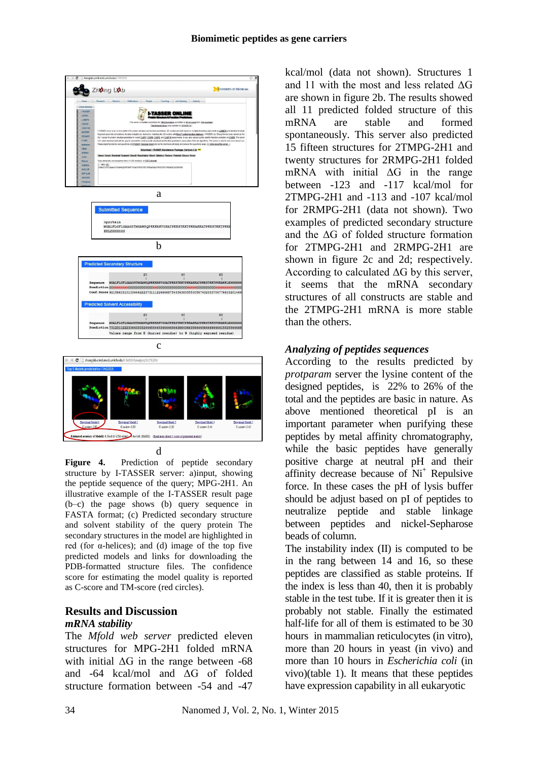a

b

c

d

**Figure 4.** Prediction of peptide secondary structure by I-TASSER server: a)input, showing the peptide sequence of the query; MPG-2H1. An illustrative example of the I-TASSER result page (b–c) the page shows (b) query sequence in FASTA format; (c) Predicted secondary structure and solvent stability of the query protein The secondary structures in the model are highlighted in red (for α-helices); and (d) image of the top five predicted models and links for downloading the PDB-formatted structure files. The confidence score for estimating the model quality is reported as C-score and TM-score (red circles).

## Results and Discussion

### *mRNA stability*

The *Mfold web server* predicted eleven structures for MPG-2H1 folded mRNA with initial ΔG in the range between -68 and -64 kcal/mol and ΔG of folded structure formation between -54 and -47 kcal/mol (data not shown). Structures 1 and 11 with the most and less related ΔG are shown in figure 2b. The results showed all 11 predicted folded structure of this mRNA are stable and formed spontaneously. This server also predicted 15 fifteen structures for 2TMPG-2H1 and twenty structures for 2RMPG-2H1 folded mRNA with initial ΔG in the range between -123 and -117 kcal/mol for 2TMPG-2H1 and -113 and -107 kcal/mol for 2RMPG-2H1 (data not shown). Two examples of predicted secondary structure and the ΔG of folded structure formation for 2TMPG-2H1 and 2RMPG-2H1 are shown in figure 2c and 2d; respectively. According to calculated ΔG by this server, it seems that the mRNA secondary structures of all constructs are stable and the 2TMPG-2H1 mRNA is more stable than the others.

### *Analyzing of peptides sequences*

According to the results predicted by *protparam* server the lysine content of the designed peptides, is 22% to 26% of the total and the peptides are basic in nature. As above mentioned theoretical pI is an important parameter when purifying these peptides by metal affinity chromatography, while the basic peptides have generally positive charge at neutral pH and their affinity decrease because of $Ni^{+}$ Repulsive force. In these cases the pH of lysis buffer should be adjust based on pI of peptides to neutralize peptide and stable linkage between peptides and nickel-Sepharose beads of column.

The instability index (II) is computed to be in the rang between 14 and 16, so these peptides are classified as stable proteins. If the index is less than 40, then it is probably stable in the test tube. If it is greater then it is probably not stable. Finally the estimated half-life for all of them is estimated to be 30 hours in mammalian reticulocytes (in vitro), more than 20 hours in yeast (in vivo) and more than 10 hours in *Escherichia coli* (in vivo)(table 1). It means that these peptides have expression capability in all eukaryotic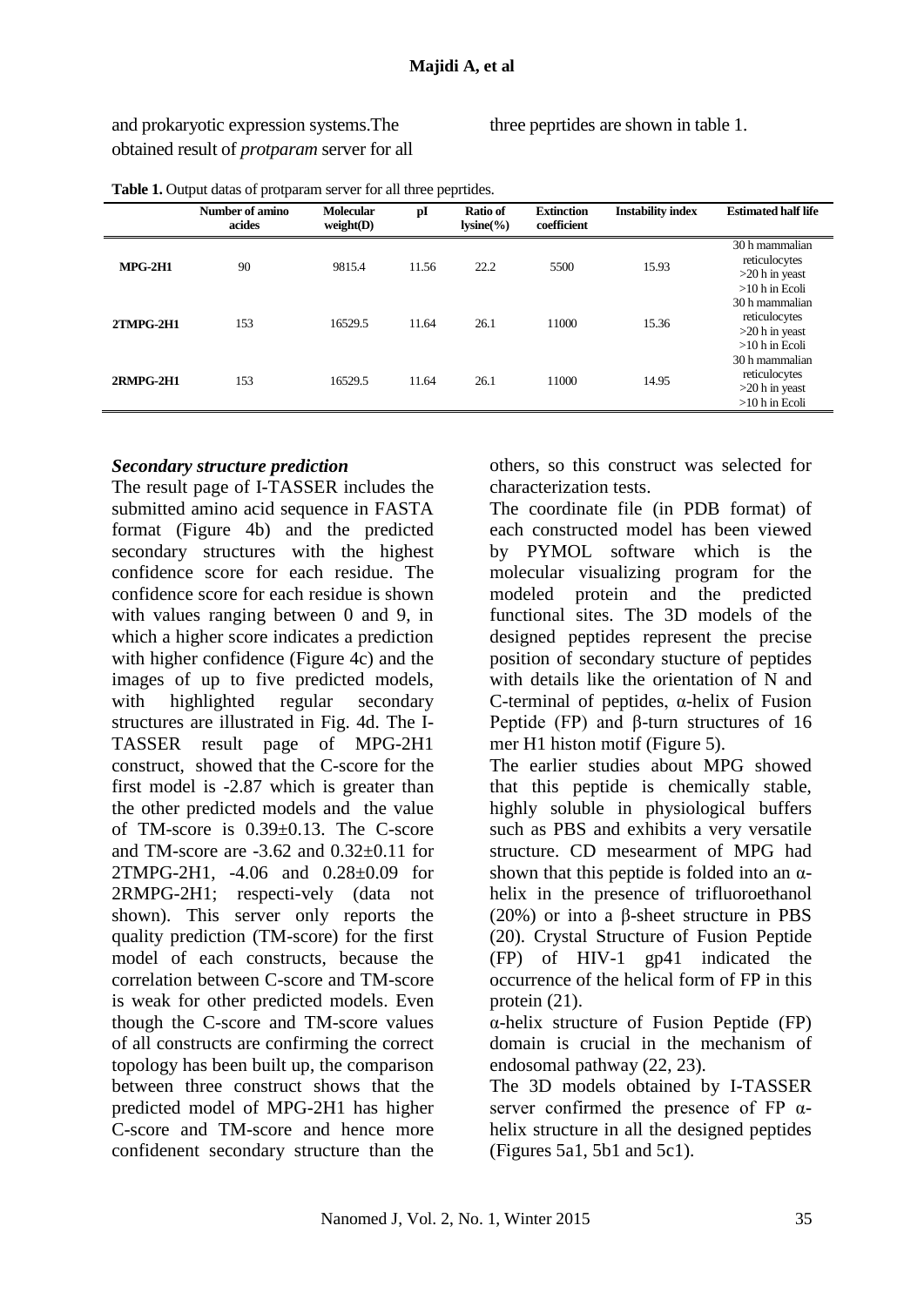and prokaryotic expression systems.The obtained result of *protparam* server for all three peprtides are shown in table 1.

**Table 1.** Output datas of protparam server for all three peprtides.

| | Number of amino acides | Molecular weight(D) | pI | Ratio of lysine(%) | Extinction coefficient | Instability index | Estimated half life |
|---|---|---|---|---|---|---|---|
| **MPG-2H1** | 90 | 9815.4 | 11.56 | 22.2 | 5500 | 15.93 | 30 h mammalian reticulocytes >20 h in yeast >10 h in Ecoli |
| **2TMPG-2H1** | 153 | 16529.5 | 11.64 | 26.1 | 11000 | 15.36 | 30 h mammalian reticulocytes >20 h in yeast >10 h in Ecoli |
| **2RMPG-2H1** | 153 | 16529.5 | 11.64 | 26.1 | 11000 | 14.95 | 30 h mammalian reticulocytes >20 h in yeast >10 h in Ecoli |

### *Secondary structure prediction*

The result page of I-TASSER includes the submitted amino acid sequence in FASTA format (Figure 4b) and the predicted secondary structures with the highest confidence score for each residue. The confidence score for each residue is shown with values ranging between 0 and 9, in which a higher score indicates a prediction with higher confidence (Figure 4c) and the images of up to five predicted models, with highlighted regular secondary structures are illustrated in Fig. 4d. The I-TASSER result page of MPG-2H1 construct, showed that the C-score for the first model is -2.87 which is greater than the other predicted models and the value of TM-score is 0.39±0.13. The C-score and TM-score are -3.62 and 0.32±0.11 for 2TMPG-2H1, -4.06 and 0.28±0.09 for 2RMPG-2H1; respecti-vely (data not shown). This server only reports the quality prediction (TM-score) for the first model of each constructs, because the correlation between C-score and TM-score is weak for other predicted models. Even though the C-score and TM-score values of all constructs are confirming the correct topology has been built up, the comparison between three construct shows that the predicted model of MPG-2H1 has higher C-score and TM-score and hence more confidenent secondary structure than the others, so this construct was selected for characterization tests.

The coordinate file (in PDB format) of each constructed model has been viewed by PYMOL software which is the molecular visualizing program for the modeled protein and the predicted functional sites. The 3D models of the designed peptides represent the precise position of secondary stucture of peptides with details like the orientation of N and C-terminal of peptides, α-helix of Fusion Peptide (FP) and β-turn structures of 16 mer H1 histon motif (Figure 5).

The earlier studies about MPG showed that this peptide is chemically stable, highly soluble in physiological buffers such as PBS and exhibits a very versatile structure. CD mesearment of MPG had shown that this peptide is folded into an α-helix in the presence of trifluoroethanol (20%) or into a β-sheet structure in PBS (20). Crystal Structure of Fusion Peptide (FP) of HIV-1 gp41 indicated the occurrence of the helical form of FP in this protein (21).

α-helix structure of Fusion Peptide (FP) domain is crucial in the mechanism of endosomal pathway (22, 23).

The 3D models obtained by I-TASSER server confirmed the presence of FP α-helix structure in all the designed peptides (Figures 5a1, 5b1 and 5c1).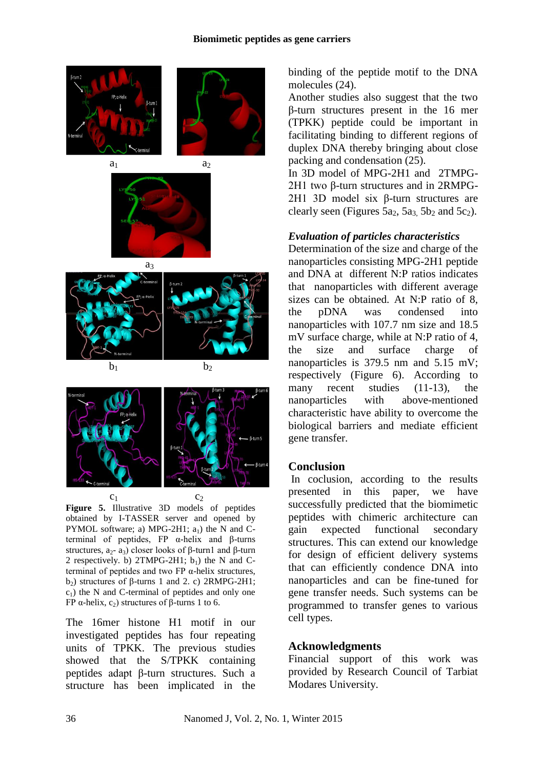**Figure 5.** Illustrative 3D models of peptides obtained by I-TASSER server and opened by PYMOL software; a) MPG-2H1; $a_1$) the N and C-terminal of peptides, FP α-helix and β-turns structures, $a_2$- $a_3$) closer looks of β-turn1 and β-turn 2 respectively. b) 2TMPG-2H1; $b_1$) the N and C-terminal of peptides and two FP α-helix structures, $b_2$) structures of β-turns 1 and 2. c) 2RMPG-2H1; $c_1$) the N and C-terminal of peptides and only one FP α-helix, $c_2$) structures of β-turns 1 to 6.

The 16mer histone H1 motif in our investigated peptides has four repeating units of TPKK. The previous studies showed that the S/TPKK containing peptides adapt β-turn structures. Such a structure has been implicated in the binding of the peptide motif to the DNA molecules (24).

Another studies also suggest that the two β-turn structures present in the 16 mer (TPKK) peptide could be important in facilitating binding to different regions of duplex DNA thereby bringing about close packing and condensation (25).

In 3D model of MPG-2H1 and 2TMPG-2H1 two β-turn structures and in 2RMPG-2H1 3D model six β-turn structures are clearly seen (Figures $5a_2$, $5a_3$, $5b_2$ and $5c_2$).

### *Evaluation of particles characteristics*

Determination of the size and charge of the nanoparticles consisting MPG-2H1 peptide and DNA at different N:P ratios indicates that nanoparticles with different average sizes can be obtained. At N:P ratio of 8, the pDNA was condensed into nanoparticles with 107.7 nm size and 18.5 mV surface charge, while at N:P ratio of 4, the size and surface charge of nanoparticles is 379.5 nm and 5.15 mV; respectively (Figure 6). According to many recent studies (11-13), the nanoparticles with above-mentioned characteristic have ability to overcome the biological barriers and mediate efficient gene transfer.

## Conclusion

In coclusion, according to the results presented in this paper, we have successfully predicted that the biomimetic peptides with chimeric architecture can gain expected functional secondary structures. This can extend our knowledge for design of efficient delivery systems that can efficiently condence DNA into nanoparticles and can be fine-tuned for gene transfer needs. Such systems can be programmed to transfer genes to various cell types.

## Acknowledgments

Financial support of this work was provided by Research Council of Tarbiat Modares University.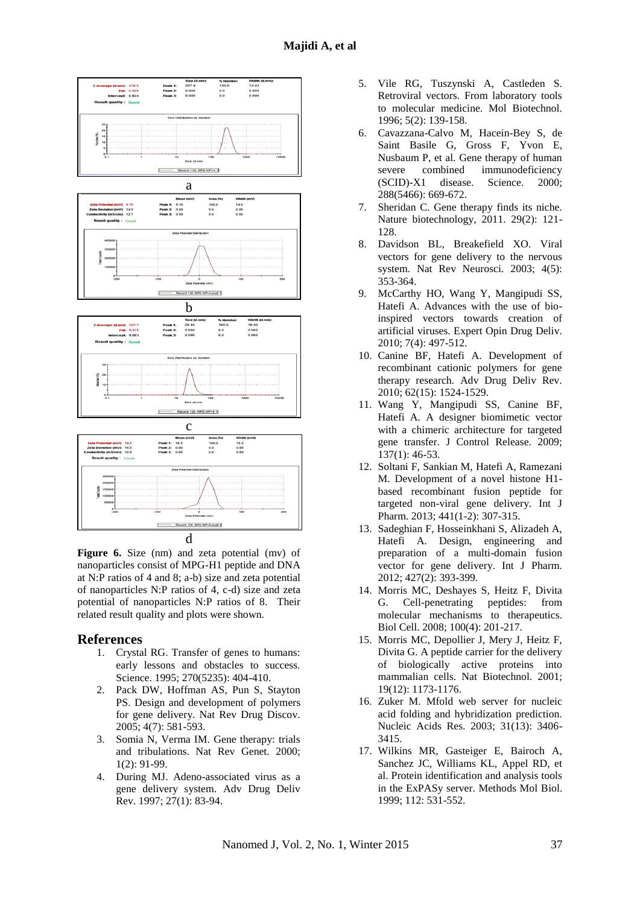a

b

c

d

**Figure 6.** Size (nm) and zeta potential (mv) of nanoparticles consist of MPG-H1 peptide and DNA at N:P ratios of 4 and 8; a-b) size and zeta potential of nanoparticles N:P ratios of 4, c-d) size and zeta potential of nanoparticles N:P ratios of 8. Their related result quality and plots were shown.

## References

1. Crystal RG. Transfer of genes to humans: early lessons and obstacles to success. Science. 1995; 270(5235): 404-410.
2. Pack DW, Hoffman AS, Pun S, Stayton PS. Design and development of polymers for gene delivery. Nat Rev Drug Discov. 2005; 4(7): 581-593.
3. Somia N, Verma IM. Gene therapy: trials and tribulations. Nat Rev Genet. 2000; 1(2): 91-99.
4. During MJ. Adeno-associated virus as a gene delivery system. Adv Drug Deliv Rev. 1997; 27(1): 83-94.
5. Vile RG, Tuszynski A, Castleden S. Retroviral vectors. From laboratory tools to molecular medicine. Mol Biotechnol. 1996; 5(2): 139-158.
6. Cavazzana-Calvo M, Hacein-Bey S, de Saint Basile G, Gross F, Yvon E, Nusbaum P, et al. Gene therapy of human severe combined immunodeficiency (SCID)-X1 disease. Science. 2000; 288(5466): 669-672.
7. Sheridan C. Gene therapy finds its niche. Nature biotechnology, 2011. 29(2): 121-128.
8. Davidson BL, Breakefield XO. Viral vectors for gene delivery to the nervous system. Nat Rev Neurosci. 2003; 4(5): 353-364.
9. McCarthy HO, Wang Y, Mangipudi SS, Hatefi A. Advances with the use of bio-inspired vectors towards creation of artificial viruses. Expert Opin Drug Deliv. 2010; 7(4): 497-512.
10. Canine BF, Hatefi A. Development of recombinant cationic polymers for gene therapy research. Adv Drug Deliv Rev. 2010; 62(15): 1524-1529.
11. Wang Y, Mangipudi SS, Canine BF, Hatefi A. A designer biomimetic vector with a chimeric architecture for targeted gene transfer. J Control Release. 2009; 137(1): 46-53.
12. Soltani F, Sankian M, Hatefi A, Ramezani M. Development of a novel histone H1-based recombinant fusion peptide for targeted non-viral gene delivery. Int J Pharm. 2013; 441(1-2): 307-315.
13. Sadeghian F, Hosseinkhani S, Alizadeh A, Hatefi A. Design, engineering and preparation of a multi-domain fusion vector for gene delivery. Int J Pharm. 2012; 427(2): 393-399.
14. Morris MC, Deshayes S, Heitz F, Divita G. Cell-penetrating peptides: from molecular mechanisms to therapeutics. Biol Cell. 2008; 100(4): 201-217.
15. Morris MC, Depollier J, Mery J, Heitz F, Divita G. A peptide carrier for the delivery of biologically active proteins into mammalian cells. Nat Biotechnol. 2001; 19(12): 1173-1176.
16. Zuker M. Mfold web server for nucleic acid folding and hybridization prediction. Nucleic Acids Res. 2003; 31(13): 3406-3415.
17. Wilkins MR, Gasteiger E, Bairoch A, Sanchez JC, Williams KL, Appel RD, et al. Protein identification and analysis tools in the ExPASy server. Methods Mol Biol. 1999; 112: 531-552.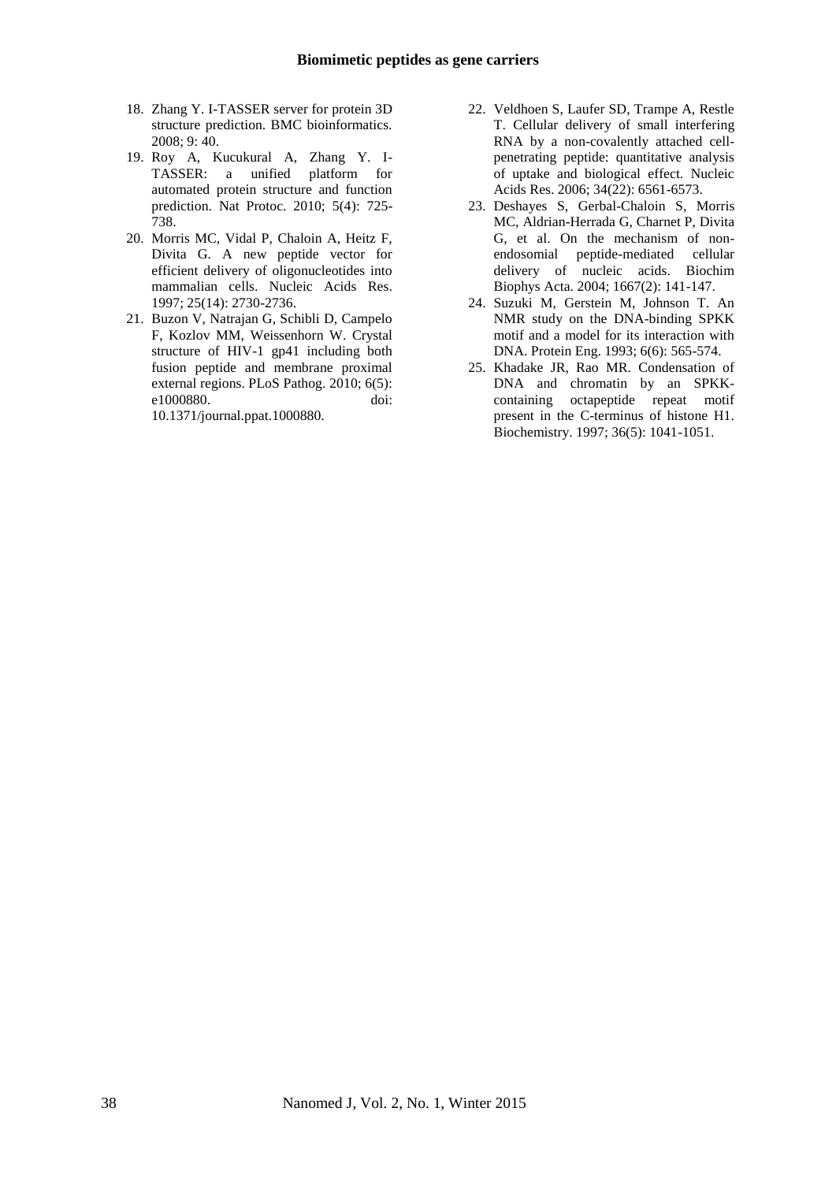18. Zhang Y. I-TASSER server for protein 3D structure prediction. BMC bioinformatics. 2008; 9: 40.
19. Roy A, Kucukural A, Zhang Y. I-TASSER: a unified platform for automated protein structure and function prediction. Nat Protoc. 2010; 5(4): 725-738.
20. Morris MC, Vidal P, Chaloin A, Heitz F, Divita G. A new peptide vector for efficient delivery of oligonucleotides into mammalian cells. Nucleic Acids Res. 1997; 25(14): 2730-2736.
21. Buzon V, Natrajan G, Schibli D, Campelo F, Kozlov MM, Weissenhorn W. Crystal structure of HIV-1 gp41 including both fusion peptide and membrane proximal external regions. PLoS Pathog. 2010; 6(5): e1000880. doi: 10.1371/journal.ppat.1000880.
22. Veldhoen S, Laufer SD, Trampe A, Restle T. Cellular delivery of small interfering RNA by a non-covalently attached cell-penetrating peptide: quantitative analysis of uptake and biological effect. Nucleic Acids Res. 2006; 34(22): 6561-6573.
23. Deshayes S, Gerbal-Chaloin S, Morris MC, Aldrian-Herrada G, Charnet P, Divita G, et al. On the mechanism of non-endosomial peptide-mediated cellular delivery of nucleic acids. Biochim Biophys Acta. 2004; 1667(2): 141-147.
24. Suzuki M, Gerstein M, Johnson T. An NMR study on the DNA-binding SPKK motif and a model for its interaction with DNA. Protein Eng. 1993; 6(6): 565-574.
25. Khadake JR, Rao MR. Condensation of DNA and chromatin by an SPKK-containing octapeptide repeat motif present in the C-terminus of histone H1. Biochemistry. 1997; 36(5): 1041-1051.